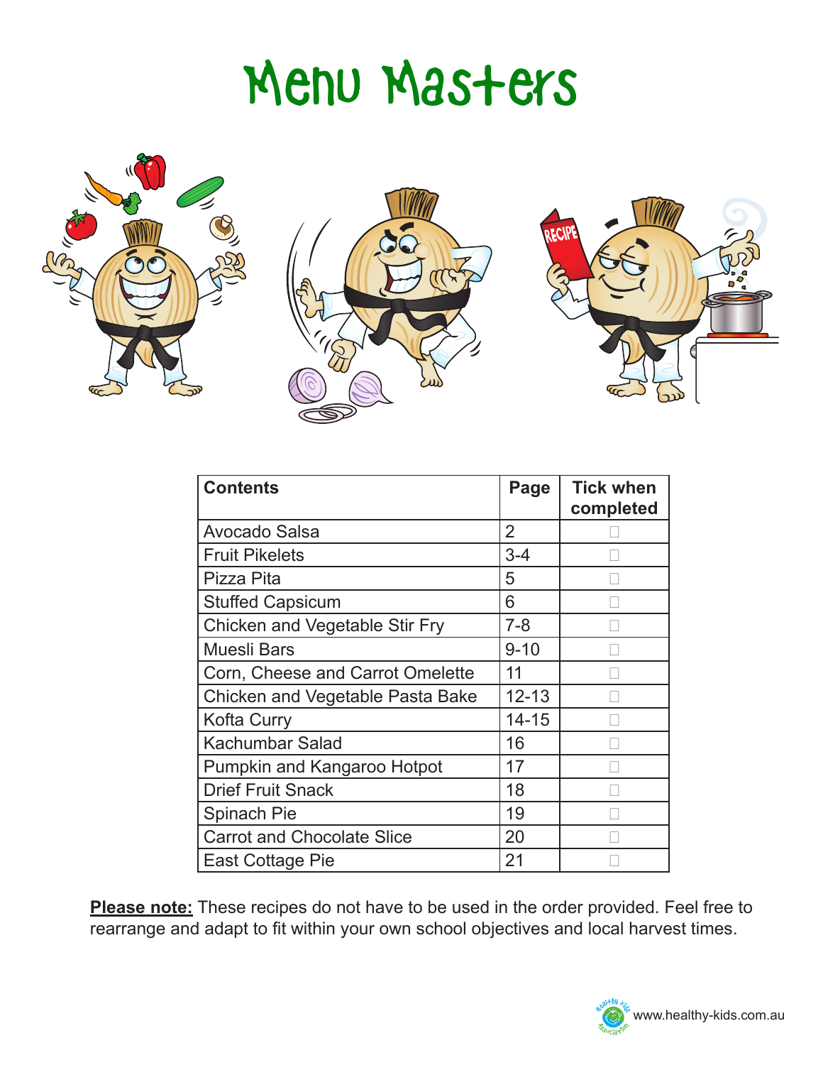# Menu Masters

| Contents | Page | Tick when completed |
|---|---|---|
| Avocado Salsa | 2 | ☐ |
| Fruit Pikelets | 3-4 | ☐ |
| Pizza Pita | 5 | ☐ |
| Stuffed Capsicum | 6 | ☐ |
| Chicken and Vegetable Stir Fry | 7-8 | ☐ |
| Muesli Bars | 9-10 | ☐ |
| Corn, Cheese and Carrot Omelette | 11 | ☐ |
| Chicken and Vegetable Pasta Bake | 12-13 | ☐ |
| Kofta Curry | 14-15 | ☐ |
| Kachumbar Salad | 16 | ☐ |
| Pumpkin and Kangaroo Hotpot | 17 | ☐ |
| Drief Fruit Snack | 18 | ☐ |
| Spinach Pie | 19 | ☐ |
| Carrot and Chocolate Slice | 20 | ☐ |
| East Cottage Pie | 21 | ☐ |

**Please note:** These recipes do not have to be used in the order provided. Feel free to rearrange and adapt to fit within your own school objectives and local harvest times.

www.healthy-kids.com.au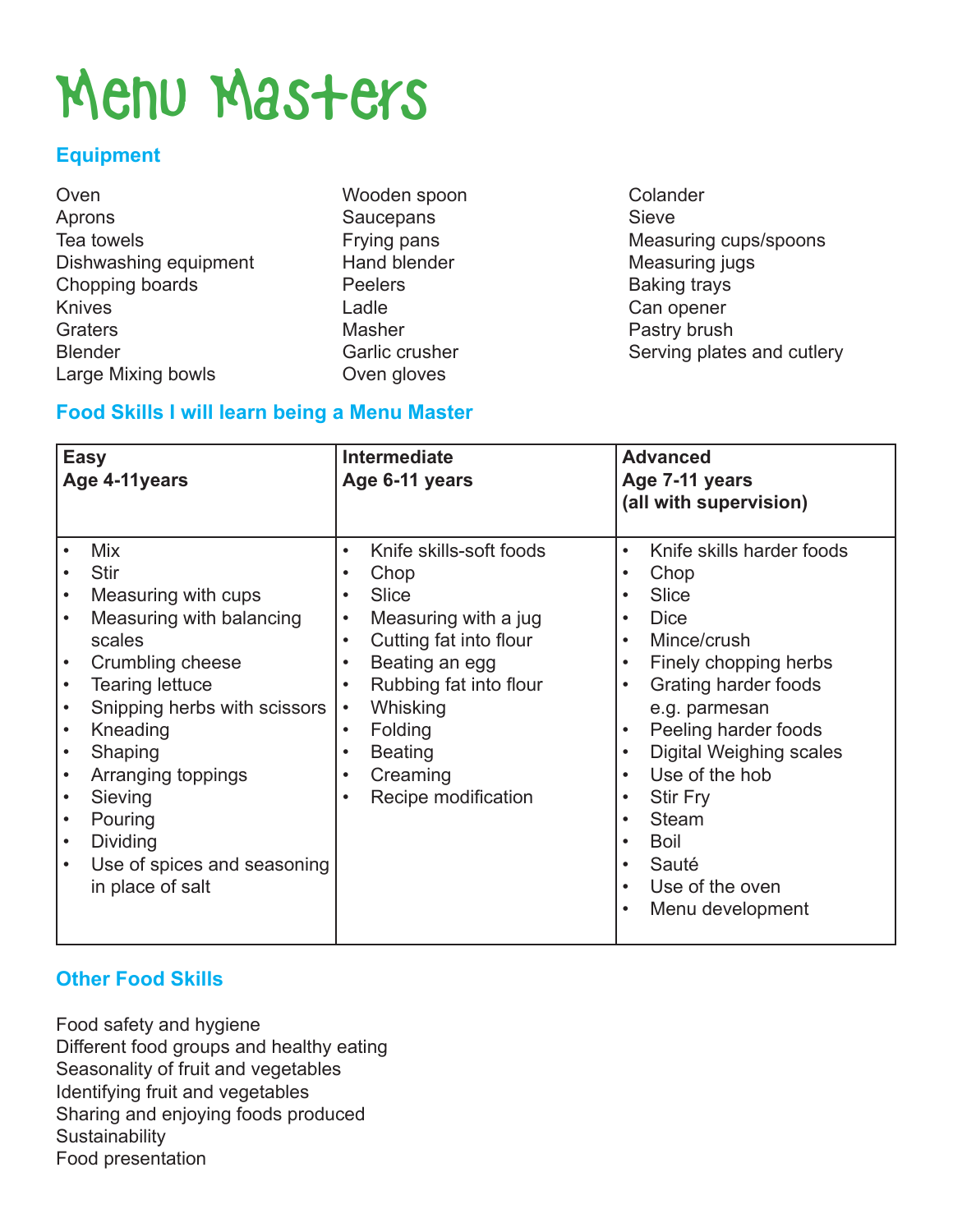# Menu Masters

## Equipment

Oven
Aprons
Tea towels
Dishwashing equipment
Chopping boards
Knives
Graters
Blender
Large Mixing bowls
Wooden spoon
Saucepans
Frying pans
Hand blender
Peelers
Ladle
Masher
Garlic crusher
Oven gloves
Colander
Sieve
Measuring cups/spoons
Measuring jugs
Baking trays
Can opener
Pastry brush
Serving plates and cutlery

## Food Skills I will learn being a Menu Master

| **Easy**<br>**Age 4-11years** | **Intermediate**<br>**Age 6-11 years** | **Advanced**<br>**Age 7-11 years**<br>**(all with supervision)** |
|---|---|---|
| • Mix<br>• Stir<br>• Measuring with cups<br>• Measuring with balancing scales<br>• Crumbling cheese<br>• Tearing lettuce<br>• Snipping herbs with scissors<br>• Kneading<br>• Shaping<br>• Arranging toppings<br>• Sieving<br>• Pouring<br>• Dividing<br>• Use of spices and seasoning in place of salt | • Knife skills-soft foods<br>• Chop<br>• Slice<br>• Measuring with a jug<br>• Cutting fat into flour<br>• Beating an egg<br>• Rubbing fat into flour<br>• Whisking<br>• Folding<br>• Beating<br>• Creaming<br>• Recipe modification | • Knife skills harder foods<br>• Chop<br>• Slice<br>• Dice<br>• Mince/crush<br>• Finely chopping herbs<br>• Grating harder foods e.g. parmesan<br>• Peeling harder foods<br>• Digital Weighing scales<br>• Use of the hob<br>• Stir Fry<br>• Steam<br>• Boil<br>• Sauté<br>• Use of the oven<br>• Menu development |

## Other Food Skills

Food safety and hygiene
Different food groups and healthy eating
Seasonality of fruit and vegetables
Identifying fruit and vegetables
Sharing and enjoying foods produced
Sustainability
Food presentation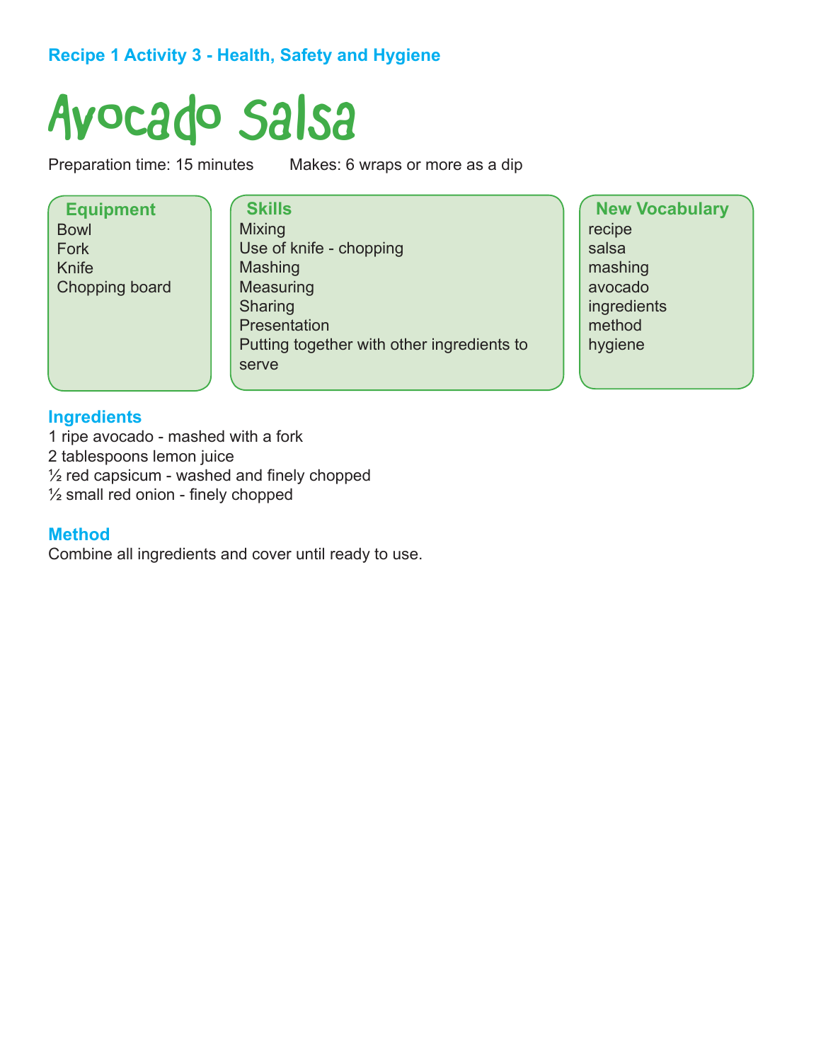Recipe 1 Activity 3 - Health, Safety and Hygiene

# Avocado Salsa

Preparation time: 15 minutes    Makes: 6 wraps or more as a dip

### Equipment
Bowl
Fork
Knife
Chopping board

### Skills
Mixing
Use of knife - chopping
Mashing
Measuring
Sharing
Presentation
Putting together with other ingredients to serve

### New Vocabulary
recipe
salsa
mashing
avocado
ingredients
method
hygiene

## Ingredients
1 ripe avocado - mashed with a fork
2 tablespoons lemon juice
½ red capsicum - washed and finely chopped
½ small red onion - finely chopped

## Method
Combine all ingredients and cover until ready to use.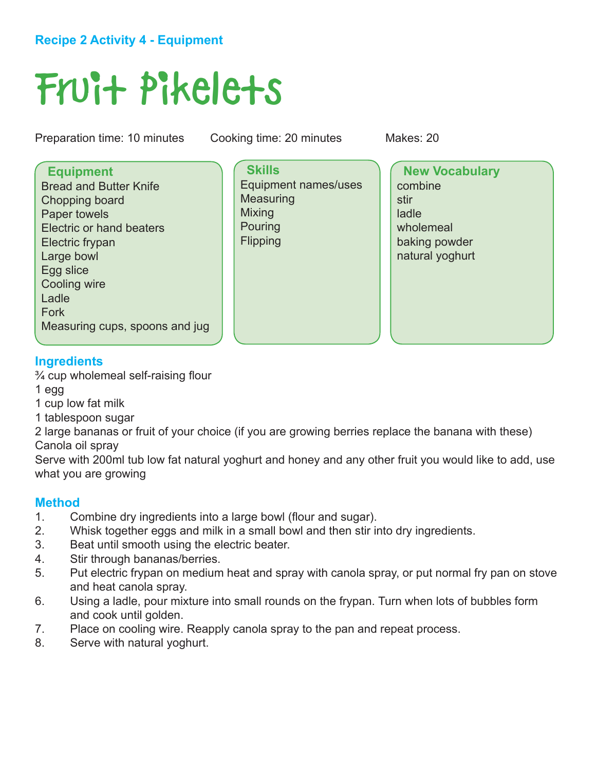Recipe 2 Activity 4 - Equipment

# Fruit Pikelets

Preparation time: 10 minutes     Cooking time: 20 minutes     Makes: 20

## Equipment

Bread and Butter Knife
Chopping board
Paper towels
Electric or hand beaters
Electric frypan
Large bowl
Egg slice
Cooling wire
Ladle
Fork
Measuring cups, spoons and jug

## Skills

Equipment names/uses
Measuring
Mixing
Pouring
Flipping

## New Vocabulary

combine
stir
ladle
wholemeal
baking powder
natural yoghurt

## Ingredients

¾ cup wholemeal self-raising flour
1 egg
1 cup low fat milk
1 tablespoon sugar
2 large bananas or fruit of your choice (if you are growing berries replace the banana with these)
Canola oil spray
Serve with 200ml tub low fat natural yoghurt and honey and any other fruit you would like to add, use what you are growing

## Method

1. Combine dry ingredients into a large bowl (flour and sugar).
2. Whisk together eggs and milk in a small bowl and then stir into dry ingredients.
3. Beat until smooth using the electric beater.
4. Stir through bananas/berries.
5. Put electric frypan on medium heat and spray with canola spray, or put normal fry pan on stove and heat canola spray.
6. Using a ladle, pour mixture into small rounds on the frypan. Turn when lots of bubbles form and cook until golden.
7. Place on cooling wire. Reapply canola spray to the pan and repeat process.
8. Serve with natural yoghurt.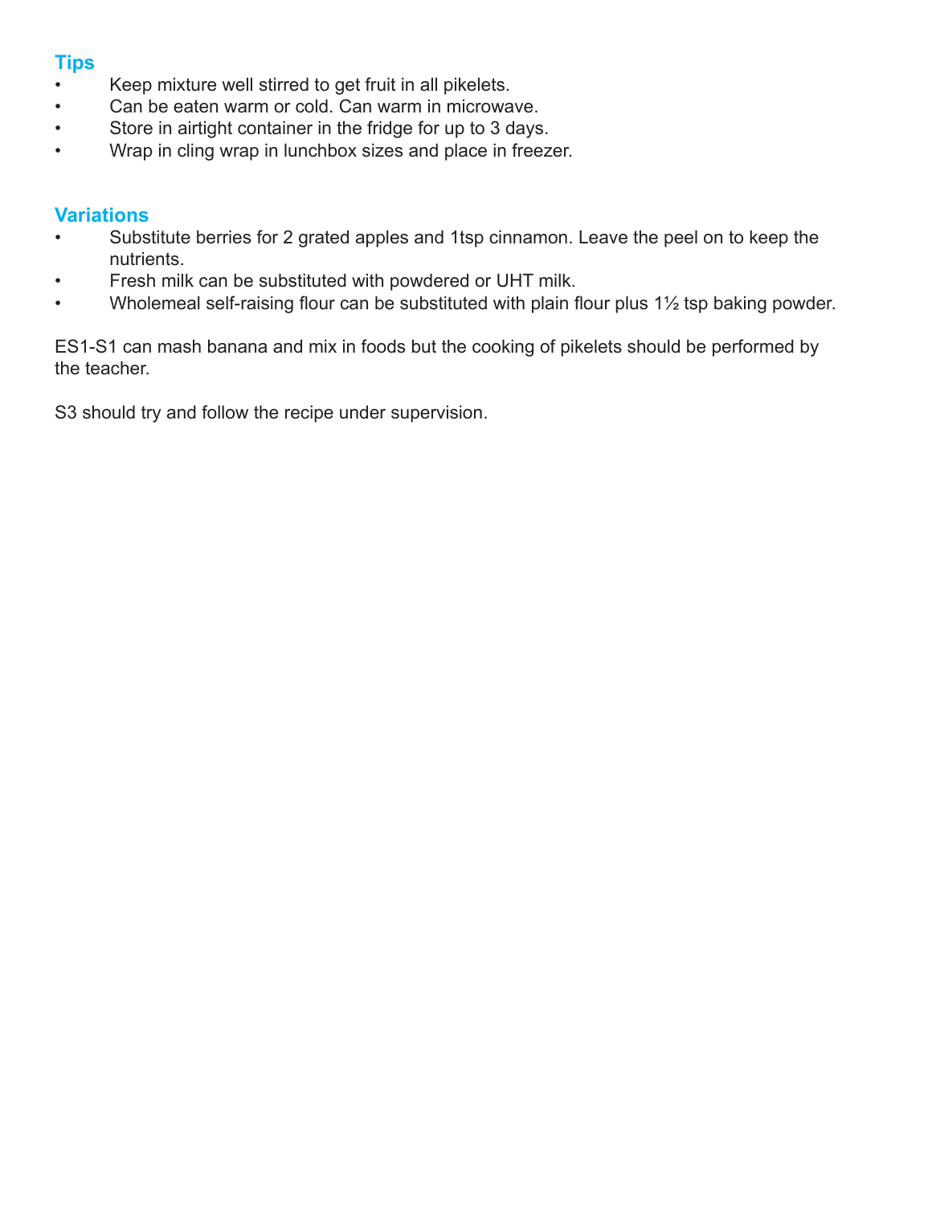## Tips

- Keep mixture well stirred to get fruit in all pikelets.
- Can be eaten warm or cold. Can warm in microwave.
- Store in airtight container in the fridge for up to 3 days.
- Wrap in cling wrap in lunchbox sizes and place in freezer.

## Variations

- Substitute berries for 2 grated apples and 1tsp cinnamon. Leave the peel on to keep the nutrients.
- Fresh milk can be substituted with powdered or UHT milk.
- Wholemeal self-raising flour can be substituted with plain flour plus 1½ tsp baking powder.

ES1-S1 can mash banana and mix in foods but the cooking of pikelets should be performed by the teacher.

S3 should try and follow the recipe under supervision.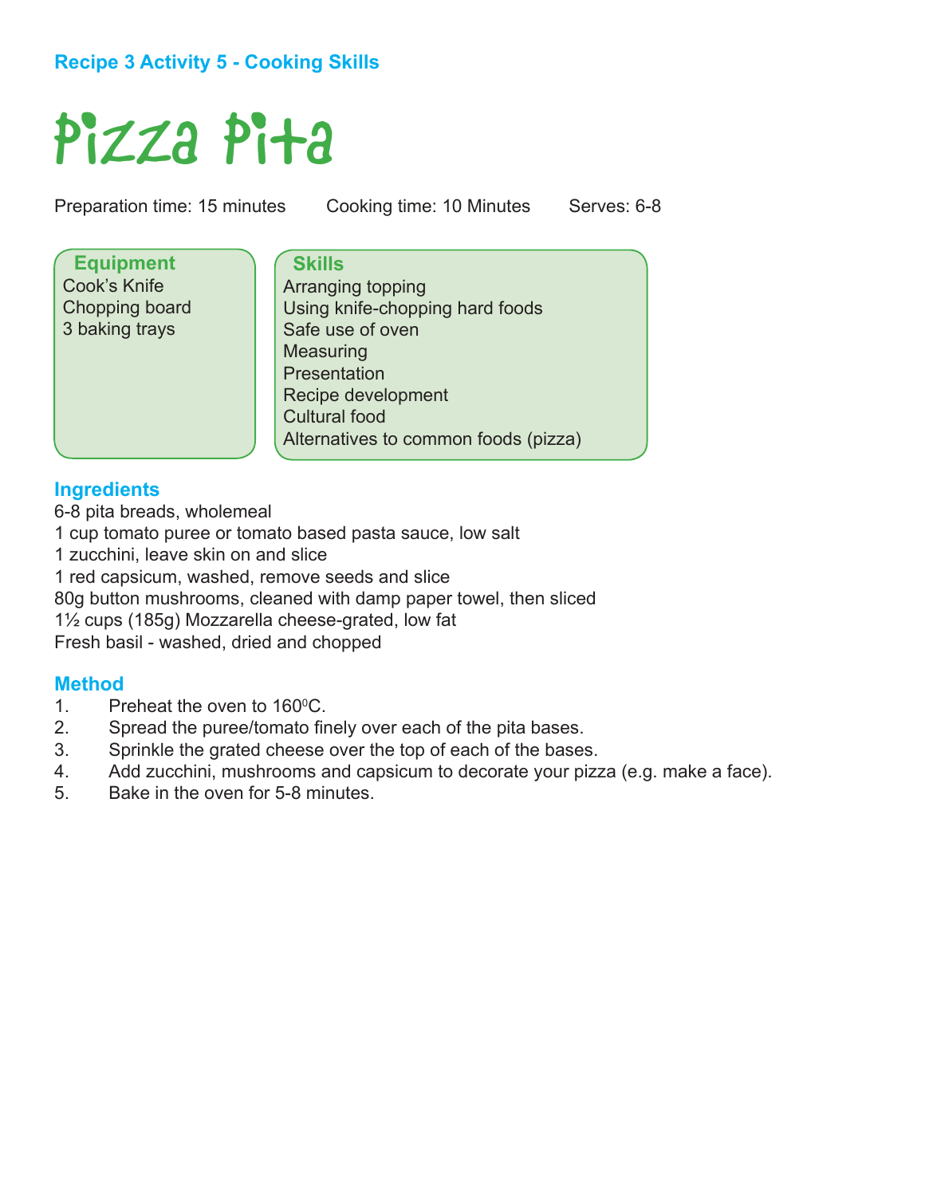### Recipe 3 Activity 5 - Cooking Skills

# Pizza Pita

Preparation time: 15 minutes Cooking time: 10 Minutes Serves: 6-8

## Equipment

Cook's Knife
Chopping board
3 baking trays

## Skills

Arranging topping
Using knife-chopping hard foods
Safe use of oven
Measuring
Presentation
Recipe development
Cultural food
Alternatives to common foods (pizza)

## Ingredients

6-8 pita breads, wholemeal
1 cup tomato puree or tomato based pasta sauce, low salt
1 zucchini, leave skin on and slice
1 red capsicum, washed, remove seeds and slice
80g button mushrooms, cleaned with damp paper towel, then sliced
1½ cups (185g) Mozzarella cheese-grated, low fat
Fresh basil - washed, dried and chopped

## Method

1. Preheat the oven to 160⁰C.
2. Spread the puree/tomato finely over each of the pita bases.
3. Sprinkle the grated cheese over the top of each of the bases.
4. Add zucchini, mushrooms and capsicum to decorate your pizza (e.g. make a face).
5. Bake in the oven for 5-8 minutes.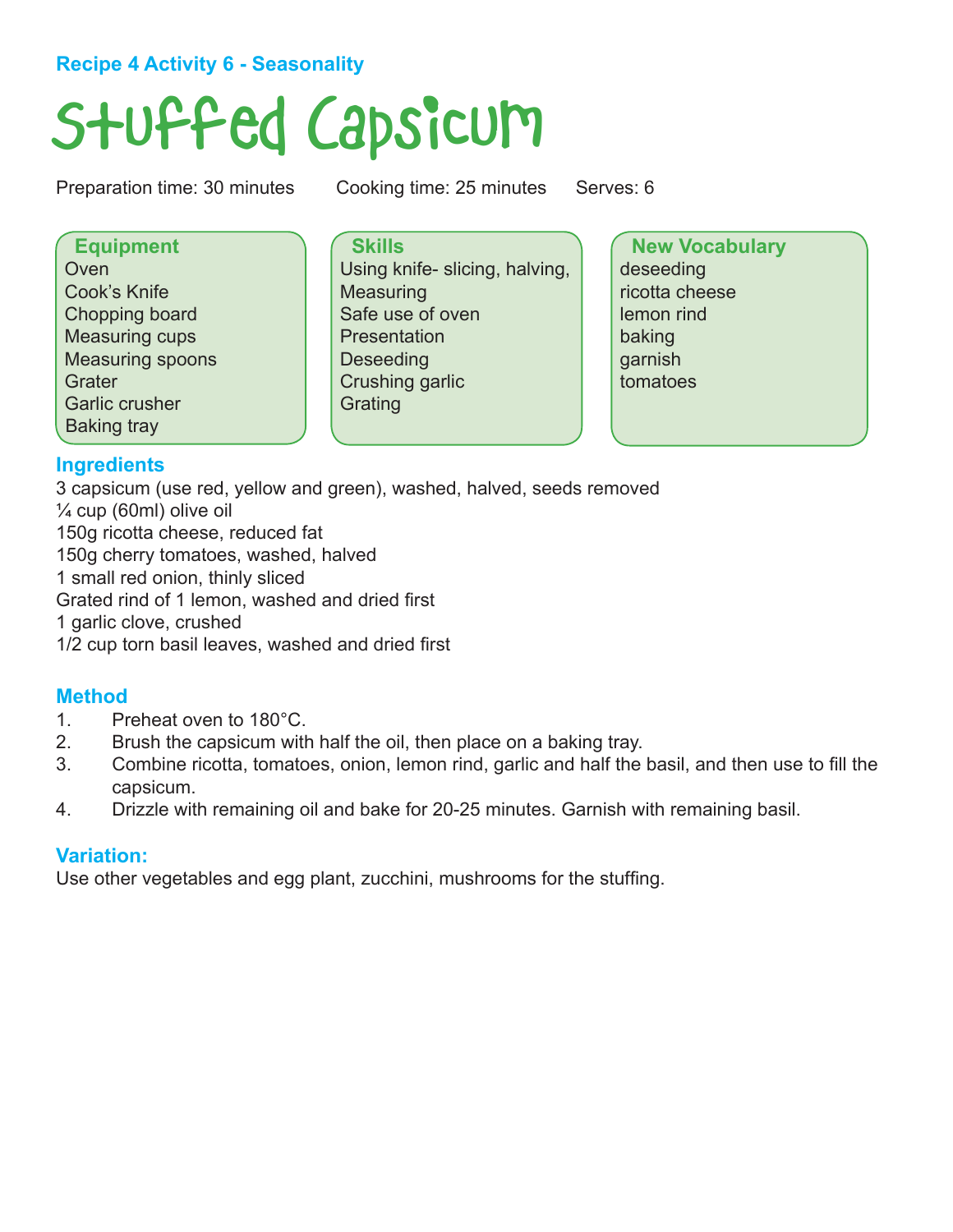Recipe 4 Activity 6 - Seasonality

# Stuffed Capsicum

Preparation time: 30 minutes Cooking time: 25 minutes Serves: 6

### Equipment

Oven
Cook's Knife
Chopping board
Measuring cups
Measuring spoons
Grater
Garlic crusher
Baking tray

### Skills

Using knife- slicing, halving,
Measuring
Safe use of oven
Presentation
Deseeding
Crushing garlic
Grating

### New Vocabulary

deseeding
ricotta cheese
lemon rind
baking
garnish
tomatoes

## Ingredients

3 capsicum (use red, yellow and green), washed, halved, seeds removed
¼ cup (60ml) olive oil
150g ricotta cheese, reduced fat
150g cherry tomatoes, washed, halved
1 small red onion, thinly sliced
Grated rind of 1 lemon, washed and dried first
1 garlic clove, crushed
1/2 cup torn basil leaves, washed and dried first

## Method

1. Preheat oven to 180°C.
2. Brush the capsicum with half the oil, then place on a baking tray.
3. Combine ricotta, tomatoes, onion, lemon rind, garlic and half the basil, and then use to fill the capsicum.
4. Drizzle with remaining oil and bake for 20-25 minutes. Garnish with remaining basil.

## Variation:

Use other vegetables and egg plant, zucchini, mushrooms for the stuffing.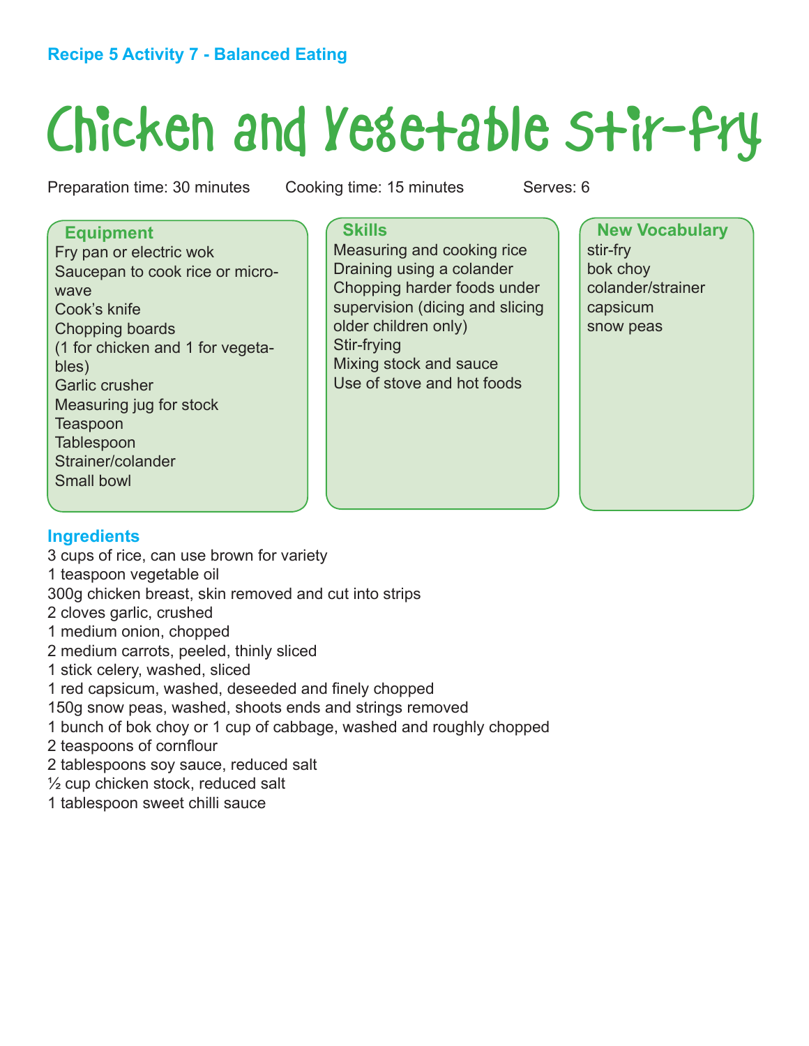Recipe 5 Activity 7 - Balanced Eating

# Chicken and Vegetable Stir-fry

Preparation time: 30 minutes     Cooking time: 15 minutes     Serves: 6

## Equipment

Fry pan or electric wok
Saucepan to cook rice or microwave
Cook's knife
Chopping boards (1 for chicken and 1 for vegetables)
Garlic crusher
Measuring jug for stock
Teaspoon
Tablespoon
Strainer/colander
Small bowl

## Skills

Measuring and cooking rice
Draining using a colander
Chopping harder foods under supervision (dicing and slicing older children only)
Stir-frying
Mixing stock and sauce
Use of stove and hot foods

## New Vocabulary

stir-fry
bok choy
colander/strainer
capsicum
snow peas

## Ingredients

3 cups of rice, can use brown for variety
1 teaspoon vegetable oil
300g chicken breast, skin removed and cut into strips
2 cloves garlic, crushed
1 medium onion, chopped
2 medium carrots, peeled, thinly sliced
1 stick celery, washed, sliced
1 red capsicum, washed, deseeded and finely chopped
150g snow peas, washed, shoots ends and strings removed
1 bunch of bok choy or 1 cup of cabbage, washed and roughly chopped
2 teaspoons of cornflour
2 tablespoons soy sauce, reduced salt
½ cup chicken stock, reduced salt
1 tablespoon sweet chilli sauce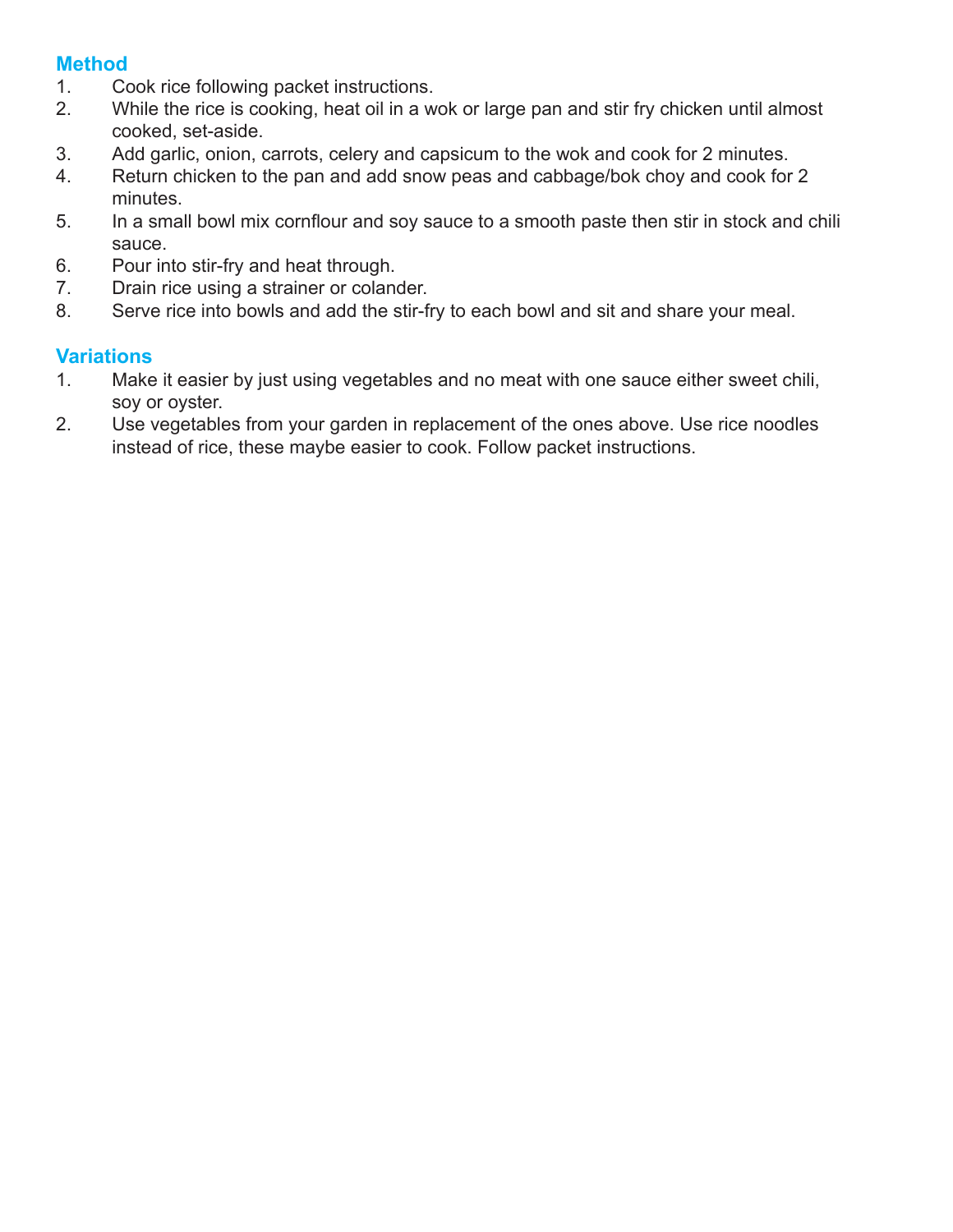## Method

1. Cook rice following packet instructions.
2. While the rice is cooking, heat oil in a wok or large pan and stir fry chicken until almost cooked, set-aside.
3. Add garlic, onion, carrots, celery and capsicum to the wok and cook for 2 minutes.
4. Return chicken to the pan and add snow peas and cabbage/bok choy and cook for 2 minutes.
5. In a small bowl mix cornflour and soy sauce to a smooth paste then stir in stock and chili sauce.
6. Pour into stir-fry and heat through.
7. Drain rice using a strainer or colander.
8. Serve rice into bowls and add the stir-fry to each bowl and sit and share your meal.

## Variations

1. Make it easier by just using vegetables and no meat with one sauce either sweet chili, soy or oyster.
2. Use vegetables from your garden in replacement of the ones above. Use rice noodles instead of rice, these maybe easier to cook. Follow packet instructions.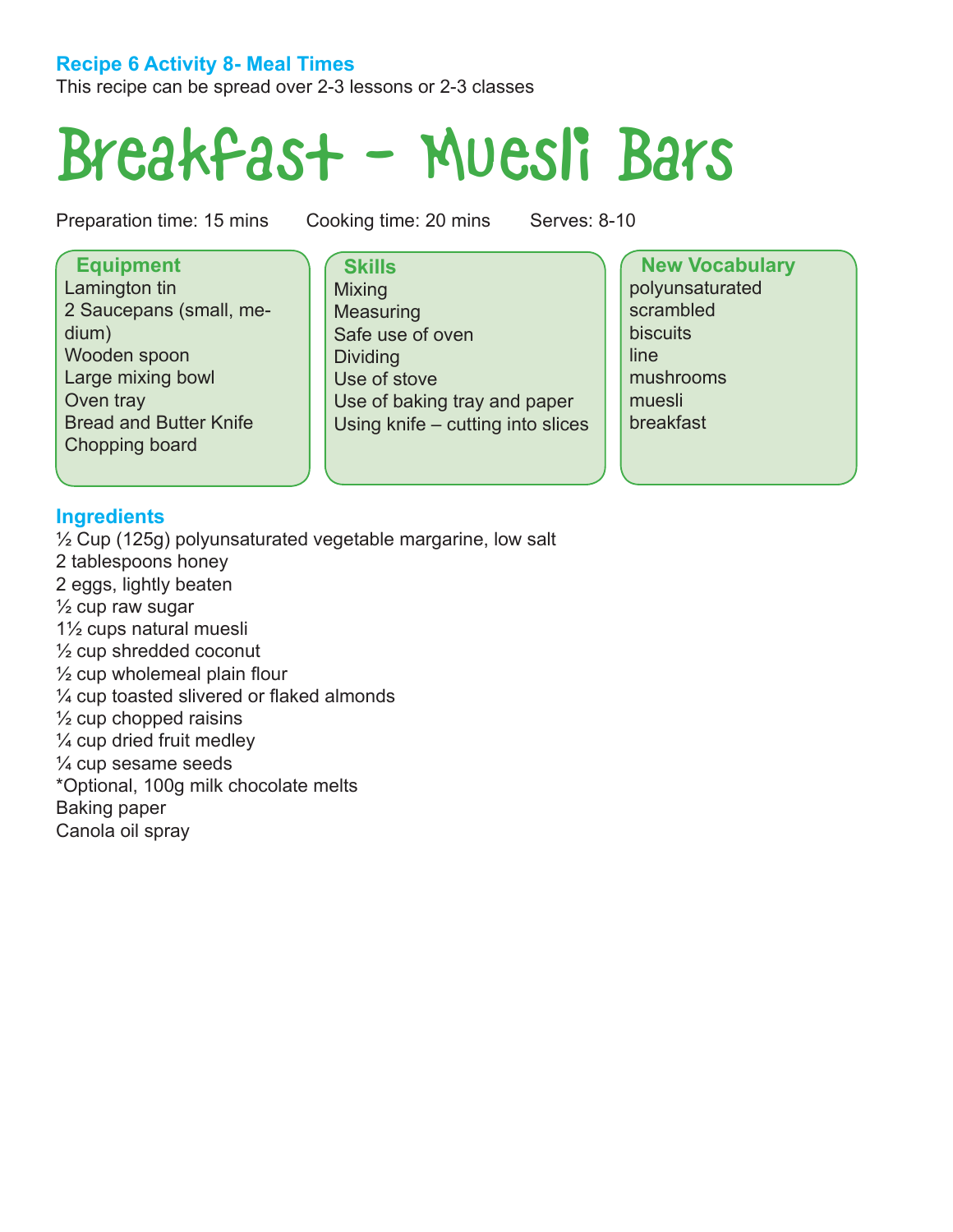### Recipe 6 Activity 8- Meal Times

This recipe can be spread over 2-3 lessons or 2-3 classes

# Breakfast - Muesli Bars

Preparation time: 15 mins Cooking time: 20 mins Serves: 8-10

**Equipment**

Lamington tin
2 Saucepans (small, medium)
Wooden spoon
Large mixing bowl
Oven tray
Bread and Butter Knife
Chopping board

**Skills**

Mixing
Measuring
Safe use of oven
Dividing
Use of stove
Use of baking tray and paper
Using knife – cutting into slices

**New Vocabulary**

polyunsaturated
scrambled
biscuits
line
mushrooms
muesli
breakfast

### Ingredients

½ Cup (125g) polyunsaturated vegetable margarine, low salt
2 tablespoons honey
2 eggs, lightly beaten
½ cup raw sugar
1½ cups natural muesli
½ cup shredded coconut
½ cup wholemeal plain flour
¼ cup toasted slivered or flaked almonds
½ cup chopped raisins
¼ cup dried fruit medley
¼ cup sesame seeds
*Optional, 100g milk chocolate melts
Baking paper
Canola oil spray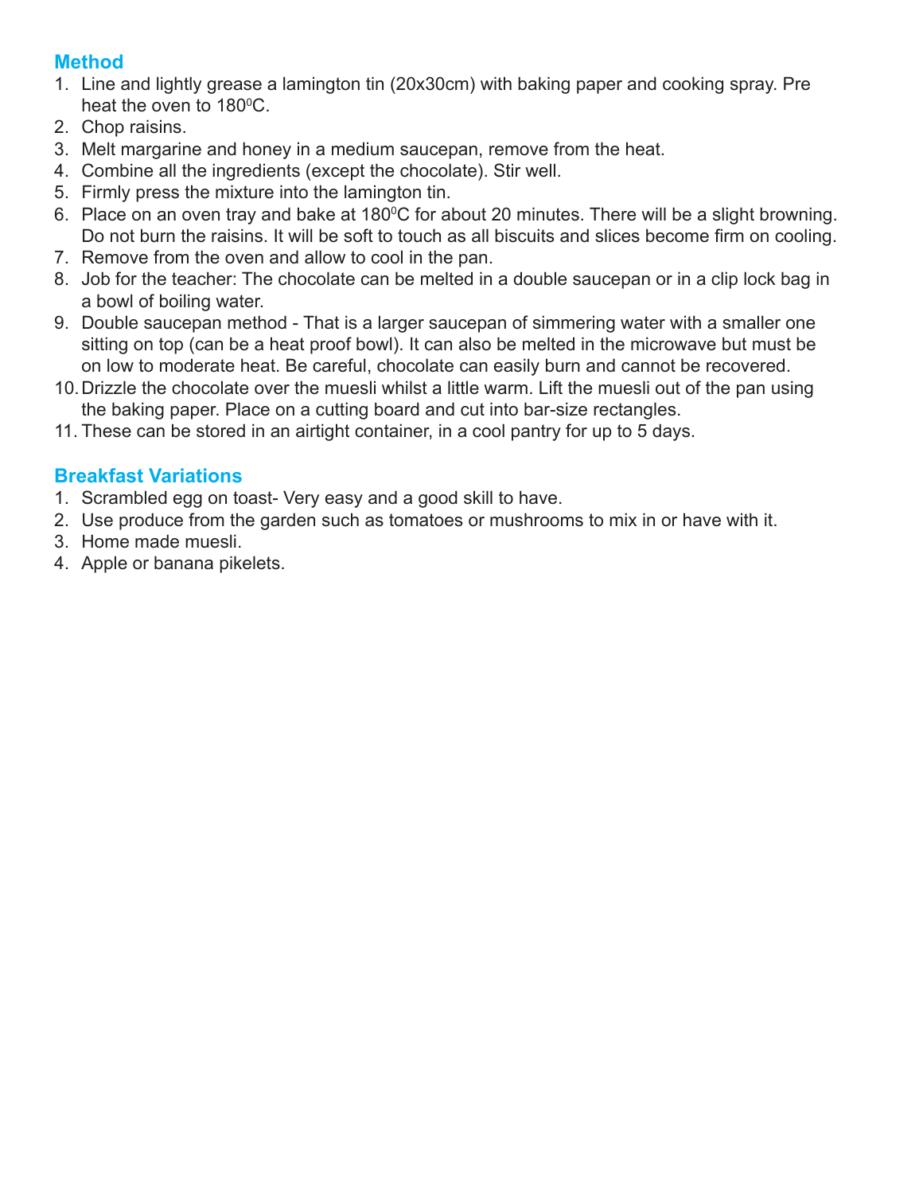## Method

1. Line and lightly grease a lamington tin (20x30cm) with baking paper and cooking spray. Pre heat the oven to $180^0$C.
2. Chop raisins.
3. Melt margarine and honey in a medium saucepan, remove from the heat.
4. Combine all the ingredients (except the chocolate). Stir well.
5. Firmly press the mixture into the lamington tin.
6. Place on an oven tray and bake at $180^0$C for about 20 minutes. There will be a slight browning. Do not burn the raisins. It will be soft to touch as all biscuits and slices become firm on cooling.
7. Remove from the oven and allow to cool in the pan.
8. Job for the teacher: The chocolate can be melted in a double saucepan or in a clip lock bag in a bowl of boiling water.
9. Double saucepan method - That is a larger saucepan of simmering water with a smaller one sitting on top (can be a heat proof bowl). It can also be melted in the microwave but must be on low to moderate heat. Be careful, chocolate can easily burn and cannot be recovered.
10. Drizzle the chocolate over the muesli whilst a little warm. Lift the muesli out of the pan using the baking paper. Place on a cutting board and cut into bar-size rectangles.
11. These can be stored in an airtight container, in a cool pantry for up to 5 days.

## Breakfast Variations

1. Scrambled egg on toast- Very easy and a good skill to have.
2. Use produce from the garden such as tomatoes or mushrooms to mix in or have with it.
3. Home made muesli.
4. Apple or banana pikelets.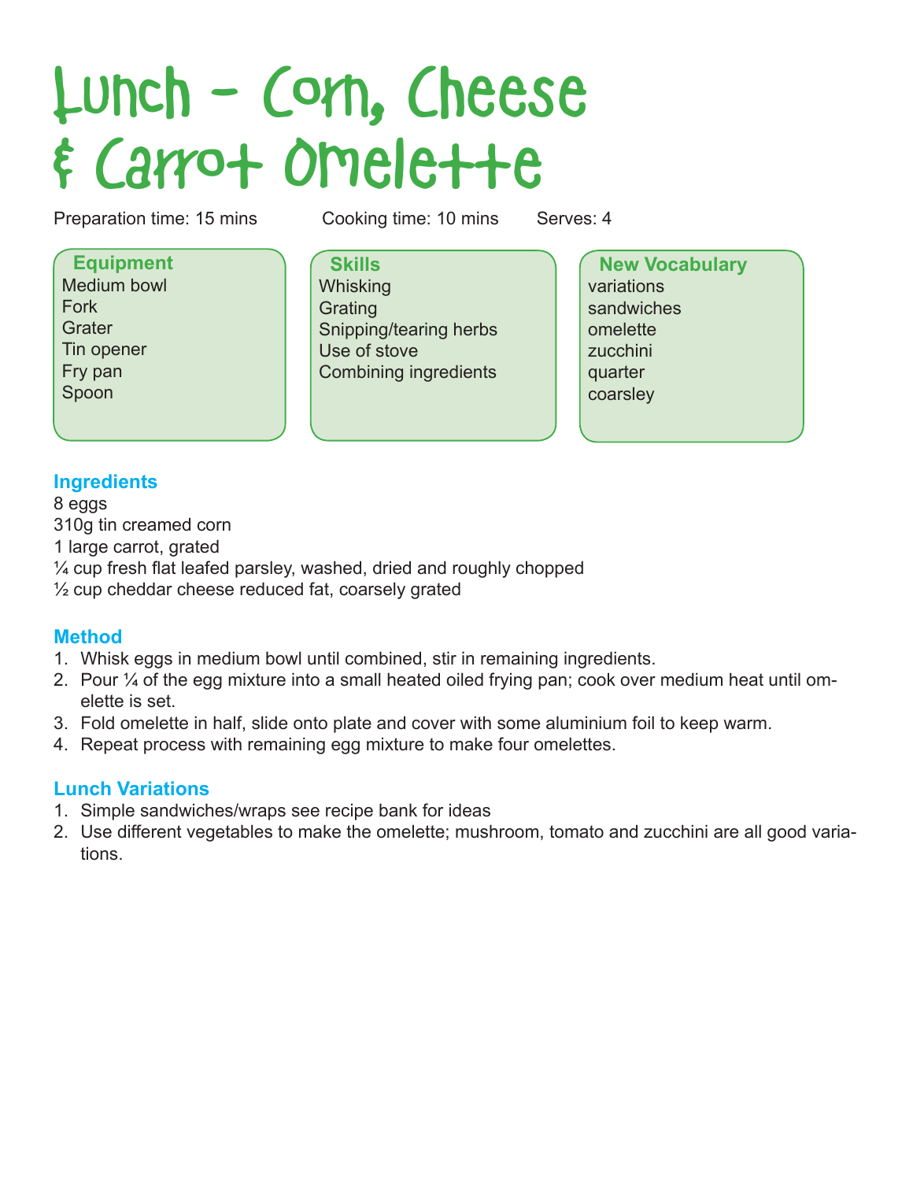# Lunch – Corn, Cheese & Carrot Omelette

Preparation time: 15 mins Cooking time: 10 mins Serves: 4

### Equipment
Medium bowl
Fork
Grater
Tin opener
Fry pan
Spoon

### Skills
Whisking
Grating
Snipping/tearing herbs
Use of stove
Combining ingredients

### New Vocabulary
variations
sandwiches
omelette
zucchini
quarter
coarsley

## Ingredients
8 eggs
310g tin creamed corn
1 large carrot, grated
¼ cup fresh flat leafed parsley, washed, dried and roughly chopped
½ cup cheddar cheese reduced fat, coarsely grated

## Method
1. Whisk eggs in medium bowl until combined, stir in remaining ingredients.
2. Pour ¼ of the egg mixture into a small heated oiled frying pan; cook over medium heat until omelette is set.
3. Fold omelette in half, slide onto plate and cover with some aluminium foil to keep warm.
4. Repeat process with remaining egg mixture to make four omelettes.

## Lunch Variations
1. Simple sandwiches/wraps see recipe bank for ideas
2. Use different vegetables to make the omelette; mushroom, tomato and zucchini are all good variations.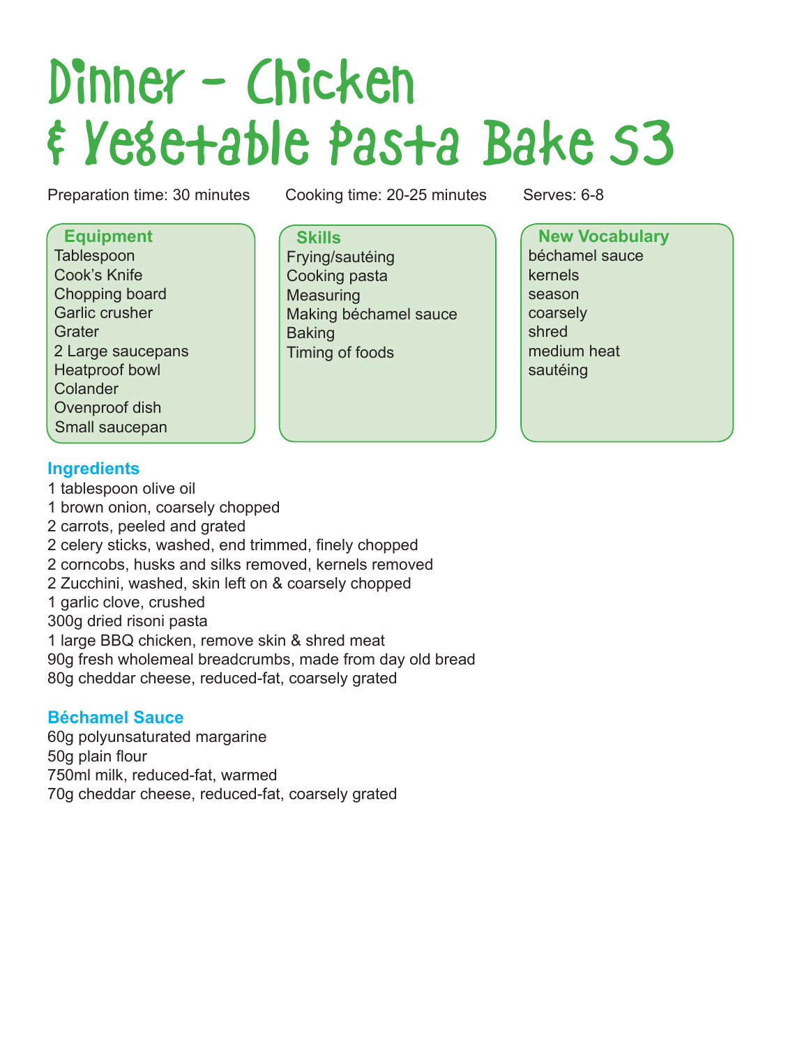# Dinner - Chicken & Vegetable Pasta Bake S3

Preparation time: 30 minutes

Cooking time: 20-25 minutes

Serves: 6-8

## Equipment

Tablespoon
Cook's Knife
Chopping board
Garlic crusher
Grater
2 Large saucepans
Heatproof bowl
Colander
Ovenproof dish
Small saucepan

## Skills

Frying/sautéing
Cooking pasta
Measuring
Making béchamel sauce
Baking
Timing of foods

## New Vocabulary

béchamel sauce
kernels
season
coarsely
shred
medium heat
sautéing

## Ingredients

1 tablespoon olive oil
1 brown onion, coarsely chopped
2 carrots, peeled and grated
2 celery sticks, washed, end trimmed, finely chopped
2 corncobs, husks and silks removed, kernels removed
2 Zucchini, washed, skin left on & coarsely chopped
1 garlic clove, crushed
300g dried risoni pasta
1 large BBQ chicken, remove skin & shred meat
90g fresh wholemeal breadcrumbs, made from day old bread
80g cheddar cheese, reduced-fat, coarsely grated

## Béchamel Sauce

60g polyunsaturated margarine
50g plain flour
750ml milk, reduced-fat, warmed
70g cheddar cheese, reduced-fat, coarsely grated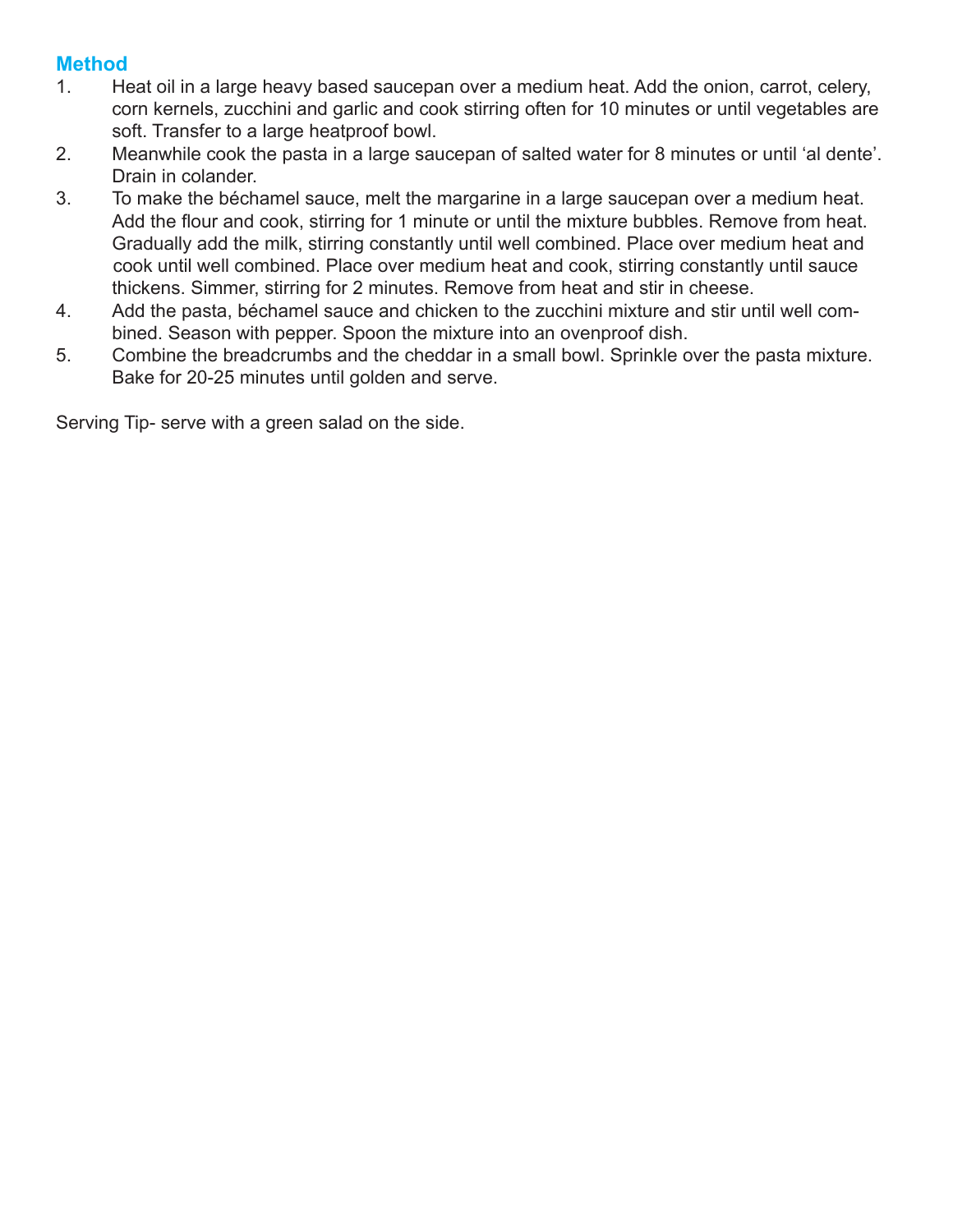## Method

1. Heat oil in a large heavy based saucepan over a medium heat. Add the onion, carrot, celery, corn kernels, zucchini and garlic and cook stirring often for 10 minutes or until vegetables are soft. Transfer to a large heatproof bowl.
2. Meanwhile cook the pasta in a large saucepan of salted water for 8 minutes or until 'al dente'. Drain in colander.
3. To make the béchamel sauce, melt the margarine in a large saucepan over a medium heat. Add the flour and cook, stirring for 1 minute or until the mixture bubbles. Remove from heat. Gradually add the milk, stirring constantly until well combined. Place over medium heat and cook until well combined. Place over medium heat and cook, stirring constantly until sauce thickens. Simmer, stirring for 2 minutes. Remove from heat and stir in cheese.
4. Add the pasta, béchamel sauce and chicken to the zucchini mixture and stir until well combined. Season with pepper. Spoon the mixture into an ovenproof dish.
5. Combine the breadcrumbs and the cheddar in a small bowl. Sprinkle over the pasta mixture. Bake for 20-25 minutes until golden and serve.

Serving Tip- serve with a green salad on the side.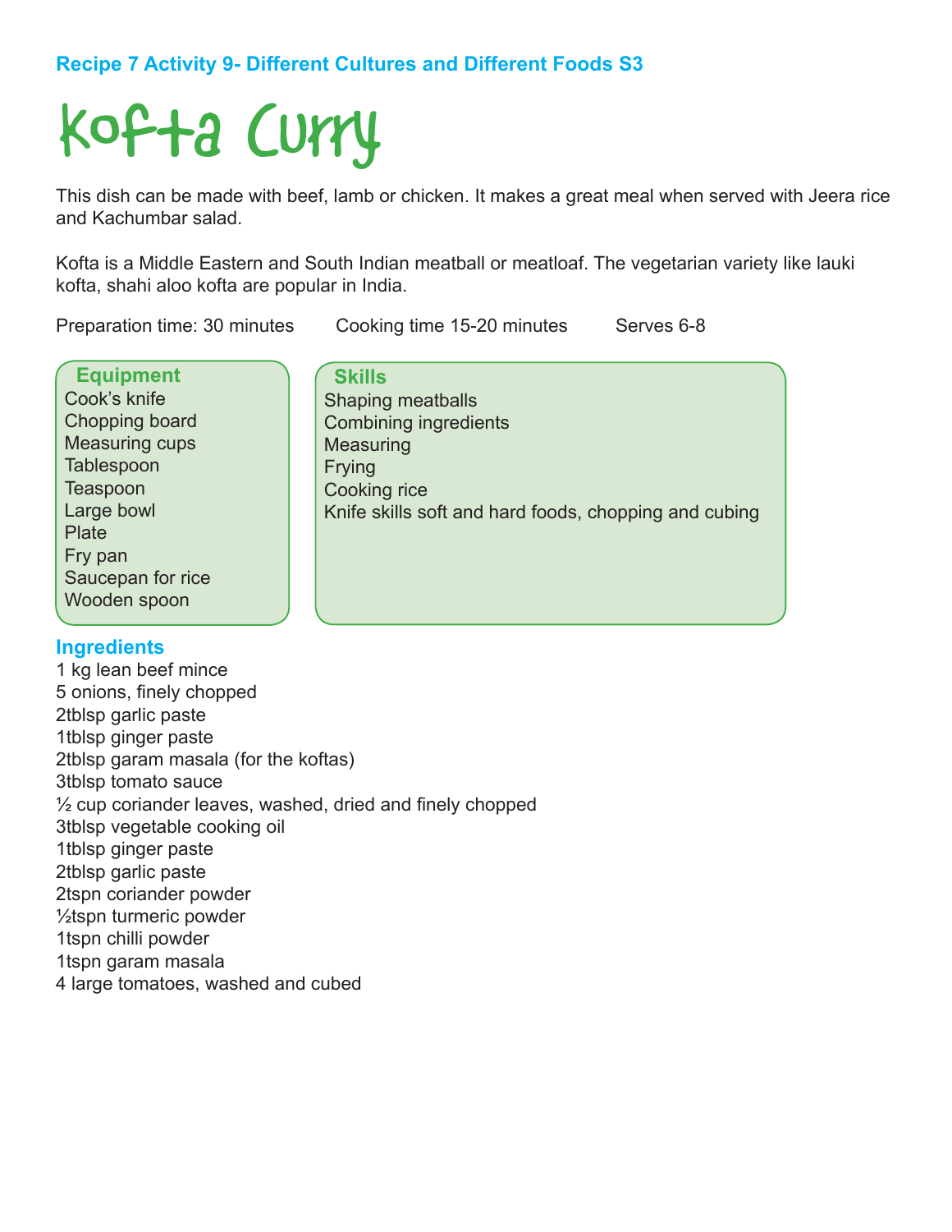Recipe 7 Activity 9- Different Cultures and Different Foods S3

# Kofta Curry

This dish can be made with beef, lamb or chicken. It makes a great meal when served with Jeera rice and Kachumbar salad.

Kofta is a Middle Eastern and South Indian meatball or meatloaf. The vegetarian variety like lauki kofta, shahi aloo kofta are popular in India.

Preparation time: 30 minutes Cooking time 15-20 minutes Serves 6-8

### Equipment

Cook's knife
Chopping board
Measuring cups
Tablespoon
Teaspoon
Large bowl
Plate
Fry pan
Saucepan for rice
Wooden spoon

### Skills

Shaping meatballs
Combining ingredients
Measuring
Frying
Cooking rice
Knife skills soft and hard foods, chopping and cubing

## Ingredients

1 kg lean beef mince
5 onions, finely chopped
2tblsp garlic paste
1tblsp ginger paste
2tblsp garam masala (for the koftas)
3tblsp tomato sauce
½ cup coriander leaves, washed, dried and finely chopped
3tblsp vegetable cooking oil
1tblsp ginger paste
2tblsp garlic paste
2tspn coriander powder
½tspn turmeric powder
1tspn chilli powder
1tspn garam masala
4 large tomatoes, washed and cubed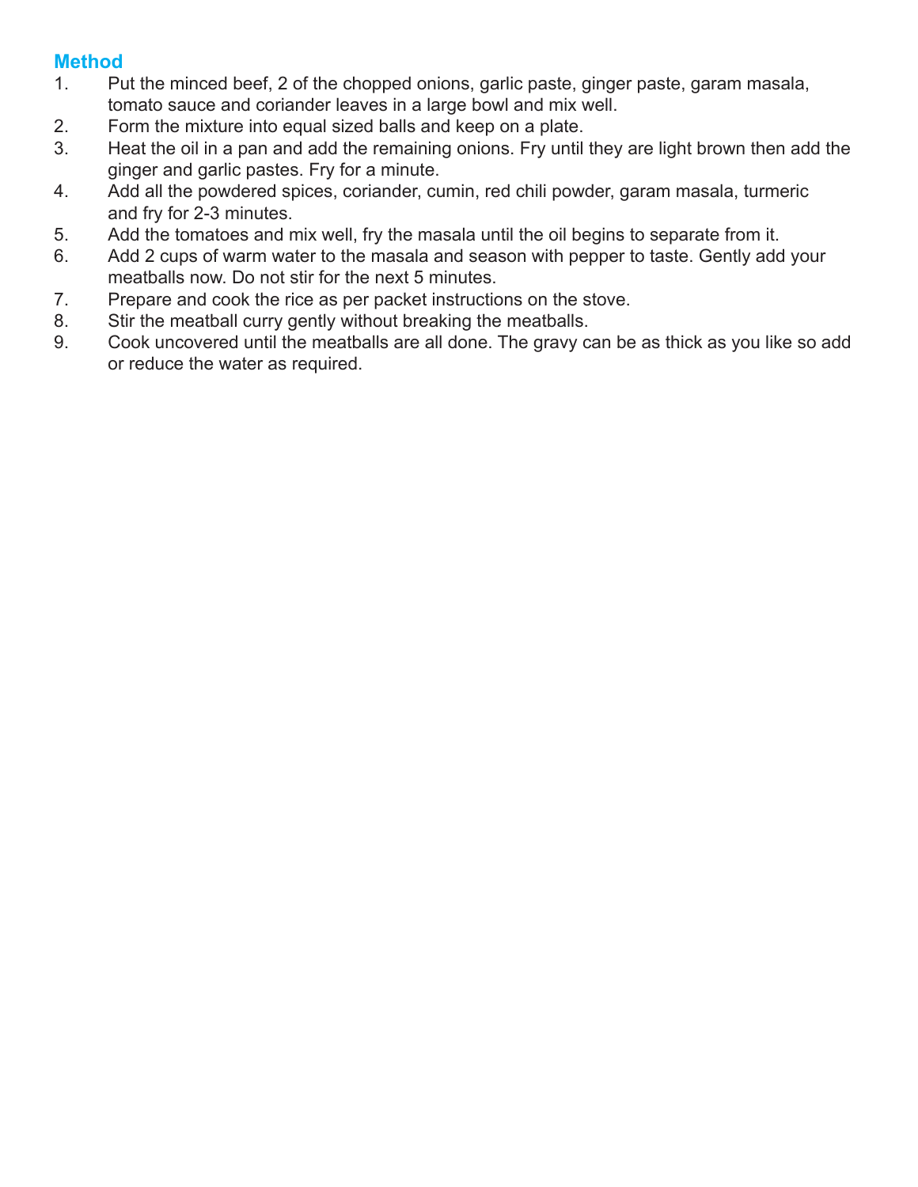## Method

1. Put the minced beef, 2 of the chopped onions, garlic paste, ginger paste, garam masala, tomato sauce and coriander leaves in a large bowl and mix well.
2. Form the mixture into equal sized balls and keep on a plate.
3. Heat the oil in a pan and add the remaining onions. Fry until they are light brown then add the ginger and garlic pastes. Fry for a minute.
4. Add all the powdered spices, coriander, cumin, red chili powder, garam masala, turmeric and fry for 2-3 minutes.
5. Add the tomatoes and mix well, fry the masala until the oil begins to separate from it.
6. Add 2 cups of warm water to the masala and season with pepper to taste. Gently add your meatballs now. Do not stir for the next 5 minutes.
7. Prepare and cook the rice as per packet instructions on the stove.
8. Stir the meatball curry gently without breaking the meatballs.
9. Cook uncovered until the meatballs are all done. The gravy can be as thick as you like so add or reduce the water as required.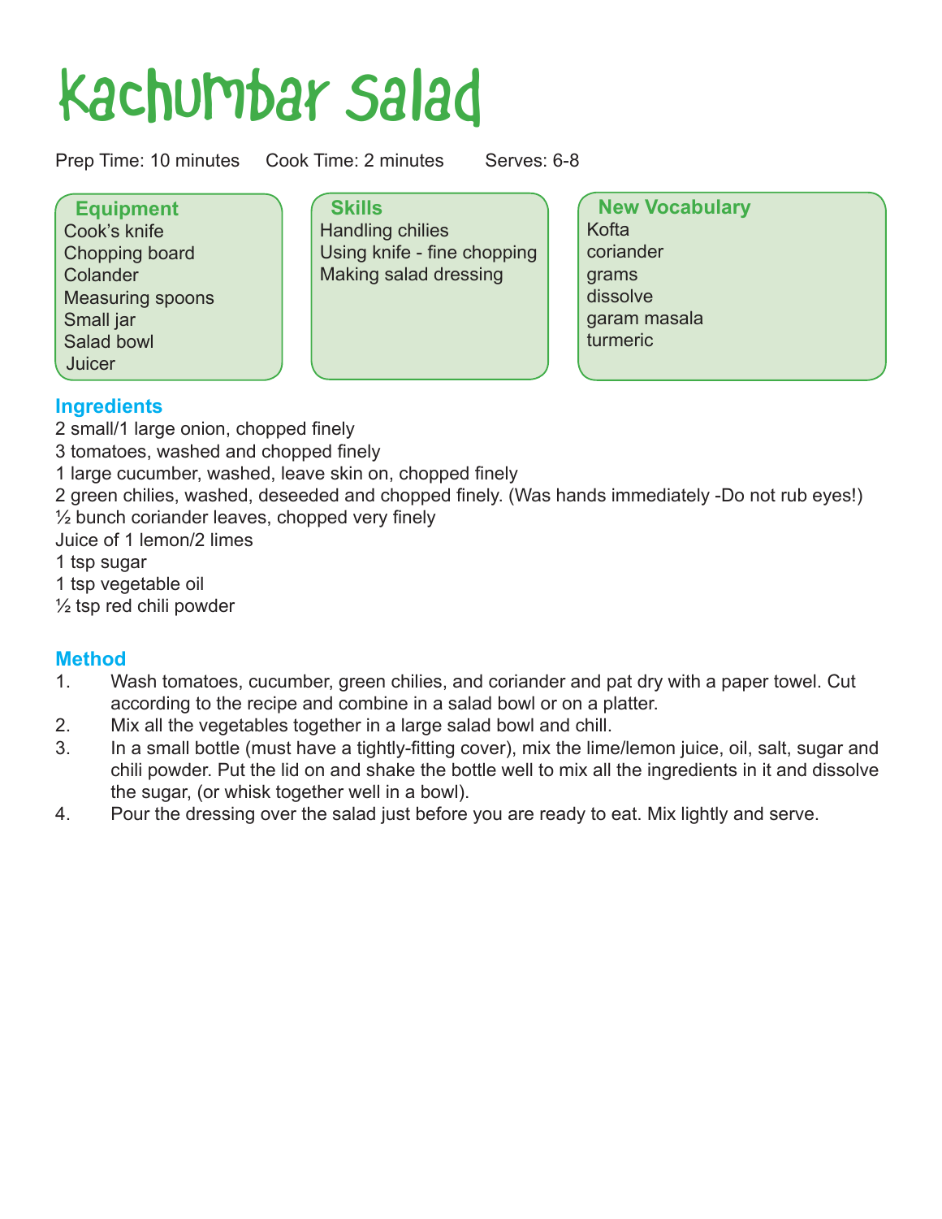# Kachumbar Salad

Prep Time: 10 minutes  Cook Time: 2 minutes  Serves: 6-8

## Equipment

Cook's knife
Chopping board
Colander
Measuring spoons
Small jar
Salad bowl
Juicer

## Skills

Handling chilies
Using knife - fine chopping
Making salad dressing

## New Vocabulary

Kofta
coriander
grams
dissolve
garam masala
turmeric

## Ingredients

2 small/1 large onion, chopped finely
3 tomatoes, washed and chopped finely
1 large cucumber, washed, leave skin on, chopped finely
2 green chilies, washed, deseeded and chopped finely. (Was hands immediately -Do not rub eyes!)
½ bunch coriander leaves, chopped very finely
Juice of 1 lemon/2 limes
1 tsp sugar
1 tsp vegetable oil
½ tsp red chili powder

## Method

1. Wash tomatoes, cucumber, green chilies, and coriander and pat dry with a paper towel. Cut according to the recipe and combine in a salad bowl or on a platter.
2. Mix all the vegetables together in a large salad bowl and chill.
3. In a small bottle (must have a tightly-fitting cover), mix the lime/lemon juice, oil, salt, sugar and chili powder. Put the lid on and shake the bottle well to mix all the ingredients in it and dissolve the sugar, (or whisk together well in a bowl).
4. Pour the dressing over the salad just before you are ready to eat. Mix lightly and serve.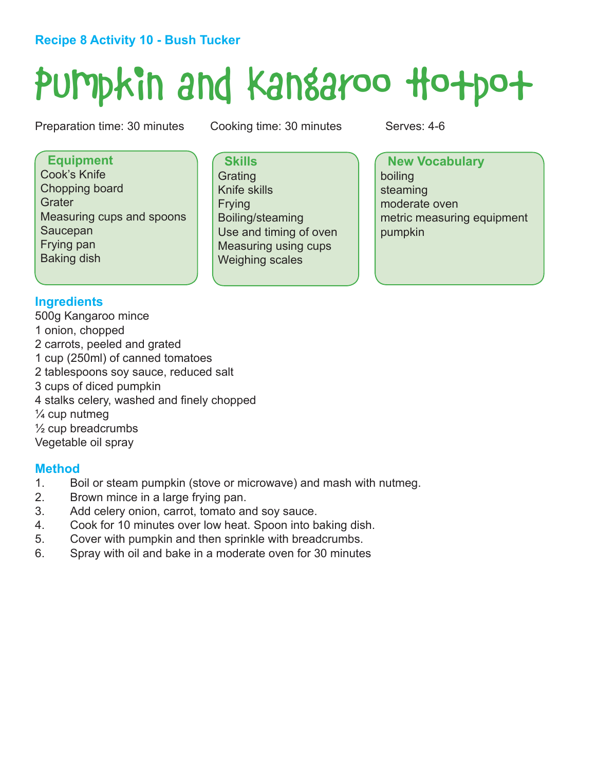Recipe 8 Activity 10 - Bush Tucker

# Pumpkin and Kangaroo Hotpot

Preparation time: 30 minutes

Cooking time: 30 minutes

Serves: 4-6

## Equipment

Cook's Knife
Chopping board
Grater
Measuring cups and spoons
Saucepan
Frying pan
Baking dish

## Skills

Grating
Knife skills
Frying
Boiling/steaming
Use and timing of oven
Measuring using cups
Weighing scales

## New Vocabulary

boiling
steaming
moderate oven
metric measuring equipment
pumpkin

## Ingredients

500g Kangaroo mince
1 onion, chopped
2 carrots, peeled and grated
1 cup (250ml) of canned tomatoes
2 tablespoons soy sauce, reduced salt
3 cups of diced pumpkin
4 stalks celery, washed and finely chopped
¼ cup nutmeg
½ cup breadcrumbs
Vegetable oil spray

## Method

1. Boil or steam pumpkin (stove or microwave) and mash with nutmeg.
2. Brown mince in a large frying pan.
3. Add celery onion, carrot, tomato and soy sauce.
4. Cook for 10 minutes over low heat. Spoon into baking dish.
5. Cover with pumpkin and then sprinkle with breadcrumbs.
6. Spray with oil and bake in a moderate oven for 30 minutes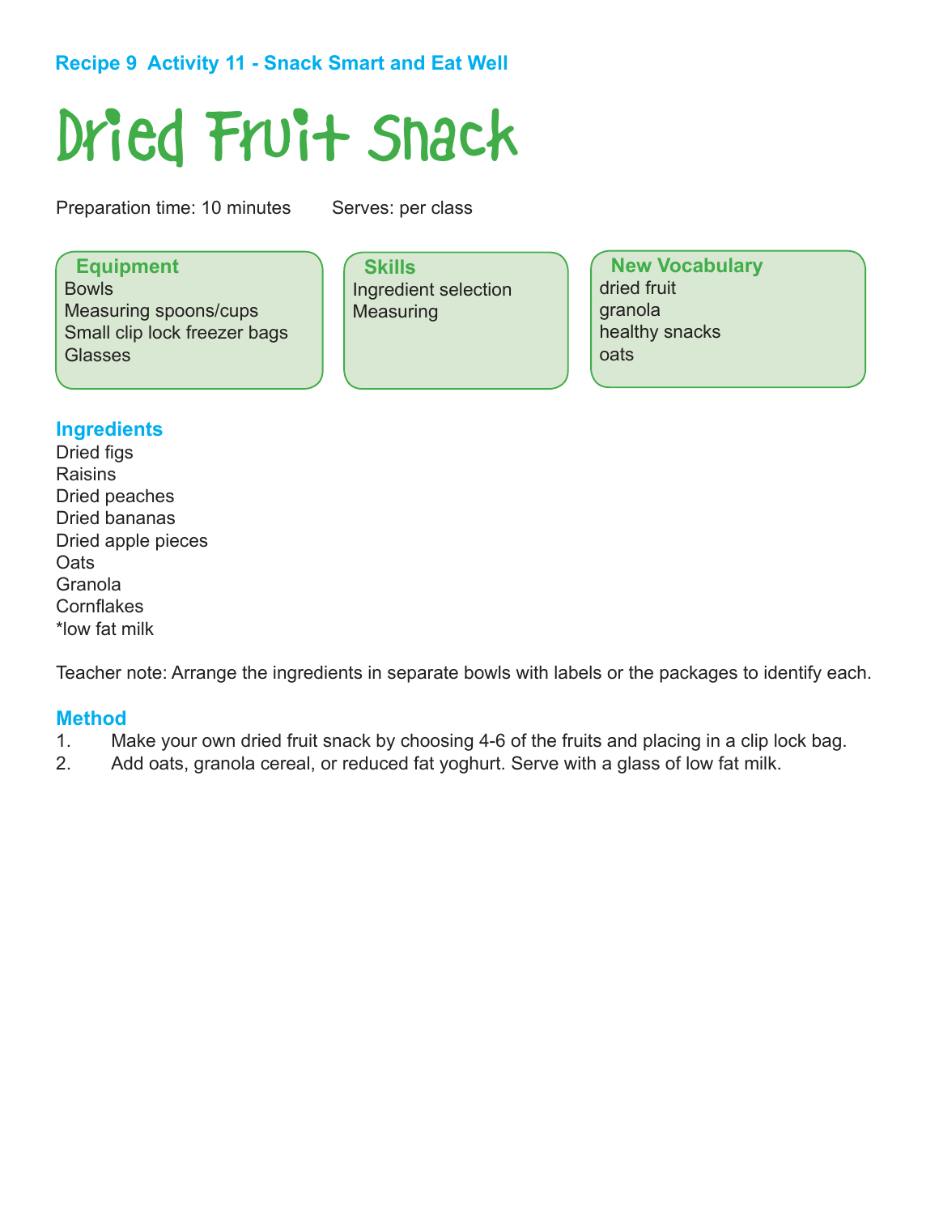**Recipe 9  Activity 11 - Snack Smart and Eat Well**

# Dried Fruit Snack

Preparation time: 10 minutes        Serves: per class

**Equipment**
Bowls
Measuring spoons/cups
Small clip lock freezer bags
Glasses

**Skills**
Ingredient selection
Measuring

**New Vocabulary**
dried fruit
granola
healthy snacks
oats

## Ingredients

Dried figs
Raisins
Dried peaches
Dried bananas
Dried apple pieces
Oats
Granola
Cornflakes
*low fat milk

Teacher note: Arrange the ingredients in separate bowls with labels or the packages to identify each.

## Method

1. Make your own dried fruit snack by choosing 4-6 of the fruits and placing in a clip lock bag.
2. Add oats, granola cereal, or reduced fat yoghurt. Serve with a glass of low fat milk.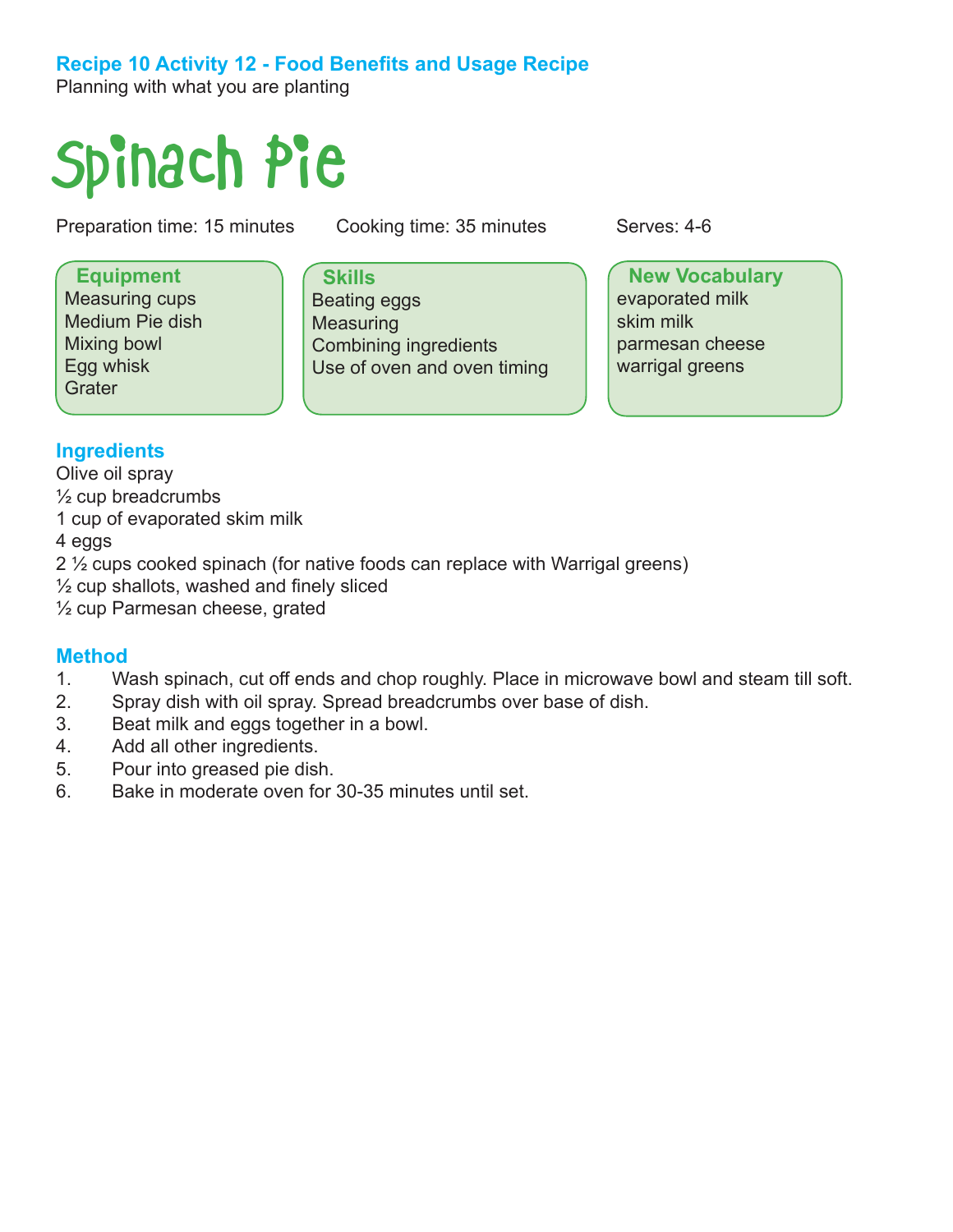### Recipe 10 Activity 12 - Food Benefits and Usage Recipe

Planning with what you are planting

# Spinach Pie

Preparation time: 15 minutes Cooking time: 35 minutes Serves: 4-6

**Equipment**

Measuring cups
Medium Pie dish
Mixing bowl
Egg whisk
Grater

**Skills**

Beating eggs
Measuring
Combining ingredients
Use of oven and oven timing

**New Vocabulary**

evaporated milk
skim milk
parmesan cheese
warrigal greens

## Ingredients

Olive oil spray
½ cup breadcrumbs
1 cup of evaporated skim milk
4 eggs
2 ½ cups cooked spinach (for native foods can replace with Warrigal greens)
½ cup shallots, washed and finely sliced
½ cup Parmesan cheese, grated

## Method

1. Wash spinach, cut off ends and chop roughly. Place in microwave bowl and steam till soft.
2. Spray dish with oil spray. Spread breadcrumbs over base of dish.
3. Beat milk and eggs together in a bowl.
4. Add all other ingredients.
5. Pour into greased pie dish.
6. Bake in moderate oven for 30-35 minutes until set.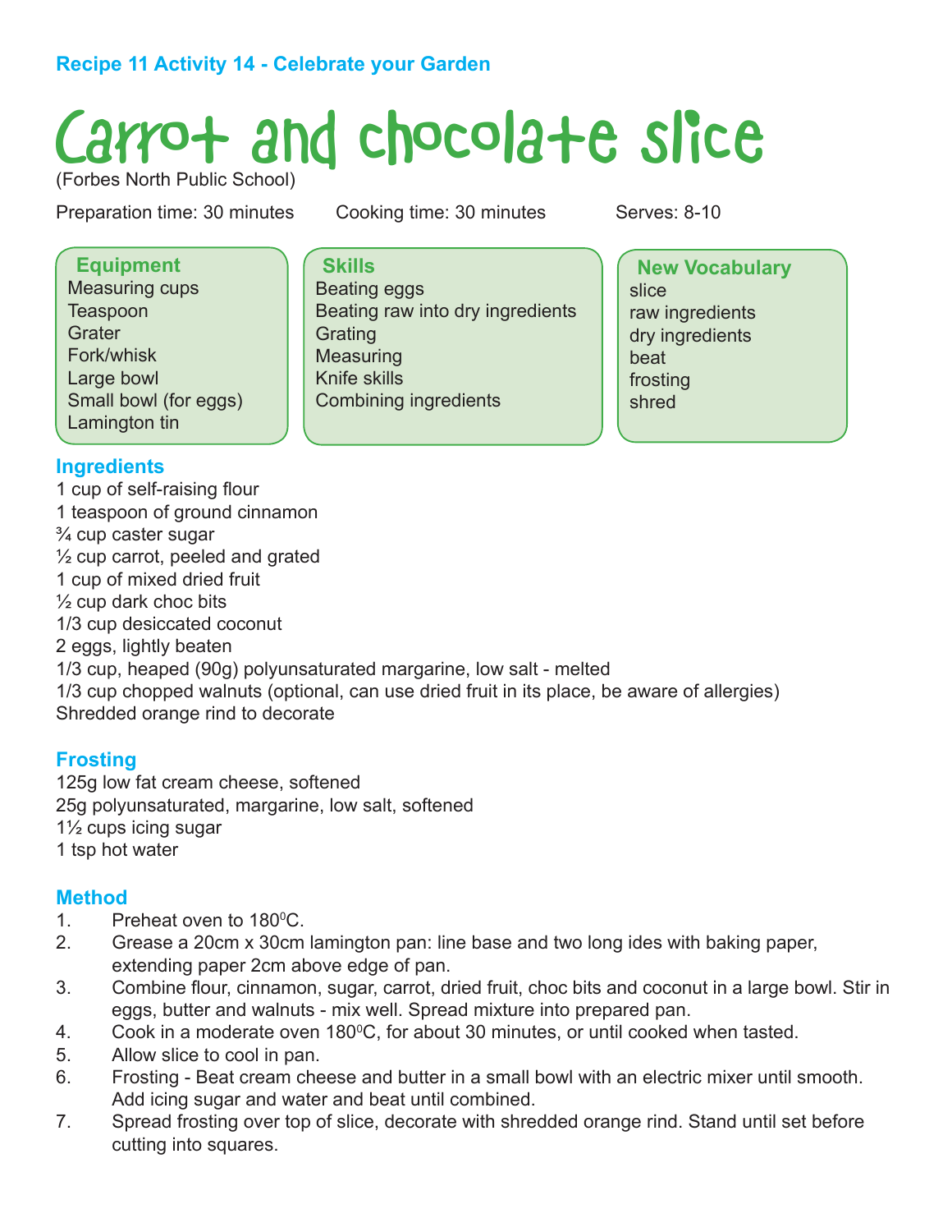Recipe 11 Activity 14 - Celebrate your Garden

# Carrot and chocolate slice

(Forbes North Public School)

Preparation time: 30 minutes    Cooking time: 30 minutes    Serves: 8-10

### Equipment

Measuring cups
Teaspoon
Grater
Fork/whisk
Large bowl
Small bowl (for eggs)
Lamington tin

### Skills

Beating eggs
Beating raw into dry ingredients
Grating
Measuring
Knife skills
Combining ingredients

### New Vocabulary

slice
raw ingredients
dry ingredients
beat
frosting
shred

## Ingredients

1 cup of self-raising flour
1 teaspoon of ground cinnamon
¾ cup caster sugar
½ cup carrot, peeled and grated
1 cup of mixed dried fruit
½ cup dark choc bits
1/3 cup desiccated coconut
2 eggs, lightly beaten
1/3 cup, heaped (90g) polyunsaturated margarine, low salt - melted
1/3 cup chopped walnuts (optional, can use dried fruit in its place, be aware of allergies)
Shredded orange rind to decorate

## Frosting

125g low fat cream cheese, softened
25g polyunsaturated, margarine, low salt, softened
1½ cups icing sugar
1 tsp hot water

## Method

1. Preheat oven to 180$^0$C.
2. Grease a 20cm x 30cm lamington pan: line base and two long ides with baking paper, extending paper 2cm above edge of pan.
3. Combine flour, cinnamon, sugar, carrot, dried fruit, choc bits and coconut in a large bowl. Stir in eggs, butter and walnuts - mix well. Spread mixture into prepared pan.
4. Cook in a moderate oven 180$^0$C, for about 30 minutes, or until cooked when tasted.
5. Allow slice to cool in pan.
6. Frosting - Beat cream cheese and butter in a small bowl with an electric mixer until smooth. Add icing sugar and water and beat until combined.
7. Spread frosting over top of slice, decorate with shredded orange rind. Stand until set before cutting into squares.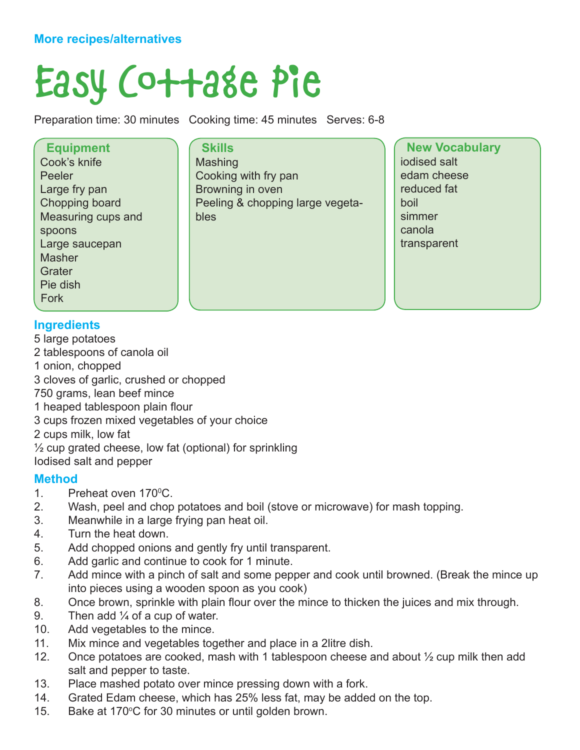### More recipes/alternatives

# Easy Cottage Pie

Preparation time: 30 minutes Cooking time: 45 minutes Serves: 6-8

### Equipment

Cook's knife
Peeler
Large fry pan
Chopping board
Measuring cups and spoons
Large saucepan
Masher
Grater
Pie dish
Fork

### Skills

Mashing
Cooking with fry pan
Browning in oven
Peeling & chopping large vegetables

### New Vocabulary

iodised salt
edam cheese
reduced fat
boil
simmer
canola
transparent

### Ingredients

5 large potatoes
2 tablespoons of canola oil
1 onion, chopped
3 cloves of garlic, crushed or chopped
750 grams, lean beef mince
1 heaped tablespoon plain flour
3 cups frozen mixed vegetables of your choice
2 cups milk, low fat
½ cup grated cheese, low fat (optional) for sprinkling
Iodised salt and pepper

### Method

1. Preheat oven 170⁰C.
2. Wash, peel and chop potatoes and boil (stove or microwave) for mash topping.
3. Meanwhile in a large frying pan heat oil.
4. Turn the heat down.
5. Add chopped onions and gently fry until transparent.
6. Add garlic and continue to cook for 1 minute.
7. Add mince with a pinch of salt and some pepper and cook until browned. (Break the mince up into pieces using a wooden spoon as you cook)
8. Once brown, sprinkle with plain flour over the mince to thicken the juices and mix through.
9. Then add ¼ of a cup of water.
10. Add vegetables to the mince.
11. Mix mince and vegetables together and place in a 2litre dish.
12. Once potatoes are cooked, mash with 1 tablespoon cheese and about ½ cup milk then add salt and pepper to taste.
13. Place mashed potato over mince pressing down with a fork.
14. Grated Edam cheese, which has 25% less fat, may be added on the top.
15. Bake at 170ᵒC for 30 minutes or until golden brown.